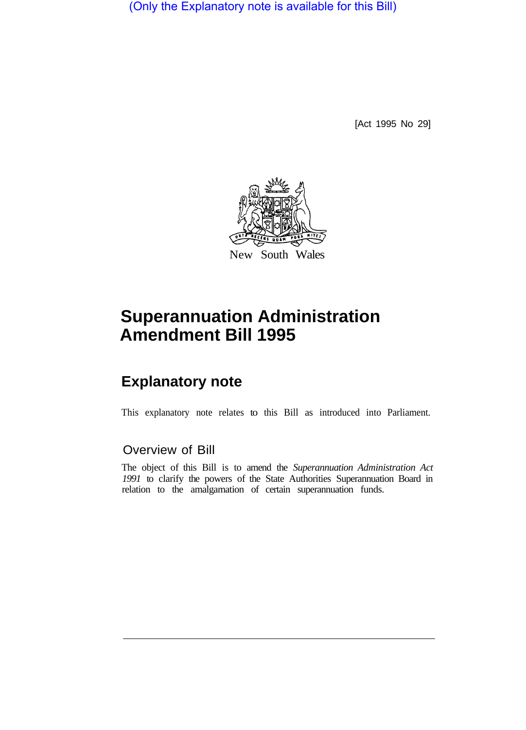(Only the Explanatory note is available for this Bill)

[Act 1995 No 29]

New South Wales

# Superannuation Administration Amendment Bill 1995

## Explanatory note

This explanatory note relates to this Bill as introduced into Parliament.

### Overview of Bill

The object of this Bill is to amend the *Superannuation Administration Act 1991* to clarify the powers of the State Authorities Superannuation Board in relation to the amalgamation of certain superannuation funds.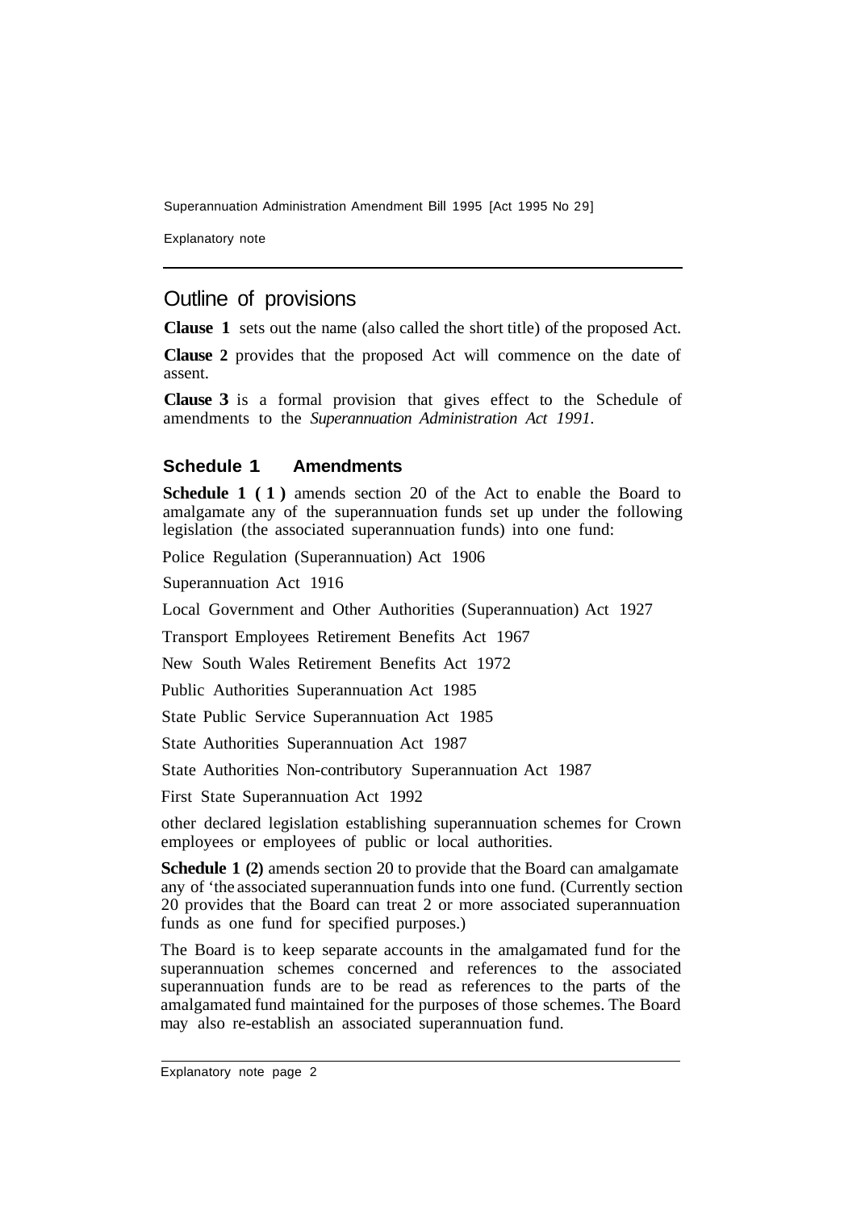## Outline of provisions

**Clause 1** sets out the name (also called the short title) of the proposed Act.

**Clause 2** provides that the proposed Act will commence on the date of assent.

**Clause 3** is a formal provision that gives effect to the Schedule of amendments to the *Superannuation Administration Act 1991*.

### Schedule 1 Amendments

**Schedule 1 (1)** amends section 20 of the Act to enable the Board to amalgamate any of the superannuation funds set up under the following legislation (the associated superannuation funds) into one fund:

Police Regulation (Superannuation) Act 1906

Superannuation Act 1916

Local Government and Other Authorities (Superannuation) Act 1927

Transport Employees Retirement Benefits Act 1967

New South Wales Retirement Benefits Act 1972

Public Authorities Superannuation Act 1985

State Public Service Superannuation Act 1985

State Authorities Superannuation Act 1987

State Authorities Non-contributory Superannuation Act 1987

First State Superannuation Act 1992

other declared legislation establishing superannuation schemes for Crown employees or employees of public or local authorities.

**Schedule 1 (2)** amends section 20 to provide that the Board can amalgamate any of 'the associated superannuation funds into one fund. (Currently section 20 provides that the Board can treat 2 or more associated superannuation funds as one fund for specified purposes.)

The Board is to keep separate accounts in the amalgamated fund for the superannuation schemes concerned and references to the associated superannuation funds are to be read as references to the parts of the amalgamated fund maintained for the purposes of those schemes. The Board may also re-establish an associated superannuation fund.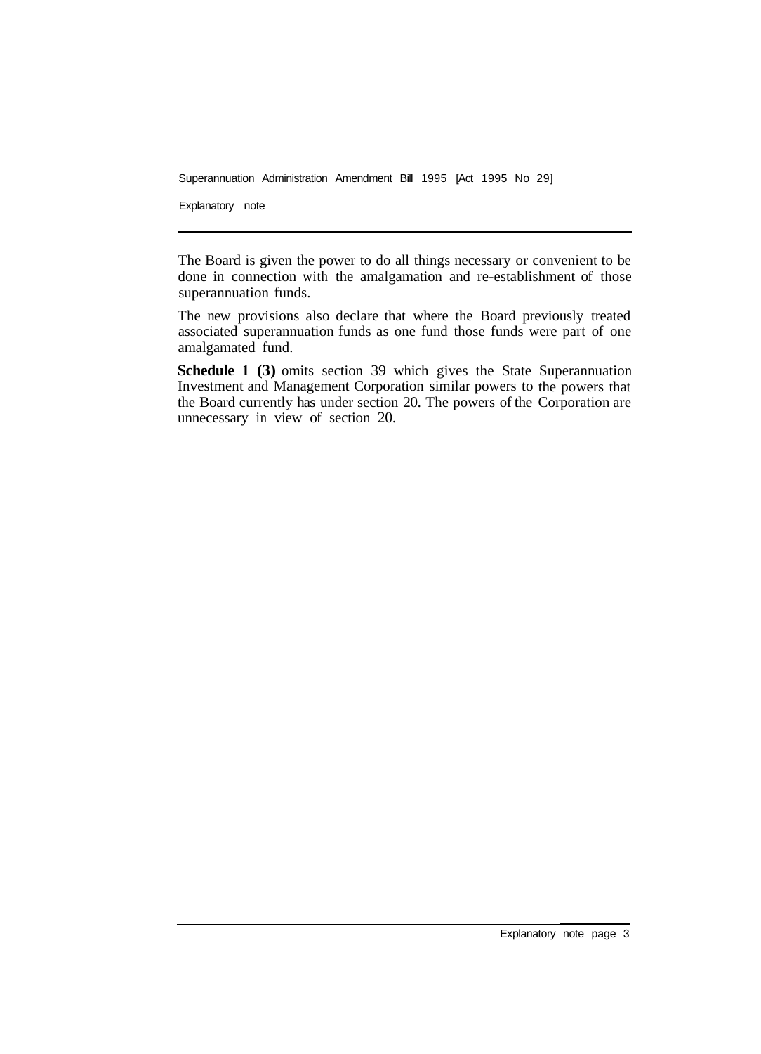The Board is given the power to do all things necessary or convenient to be done in connection with the amalgamation and re-establishment of those superannuation funds.

The new provisions also declare that where the Board previously treated associated superannuation funds as one fund those funds were part of one amalgamated fund.

**Schedule 1 (3)** omits section 39 which gives the State Superannuation Investment and Management Corporation similar powers to the powers that the Board currently has under section 20. The powers of the Corporation are unnecessary in view of section 20.